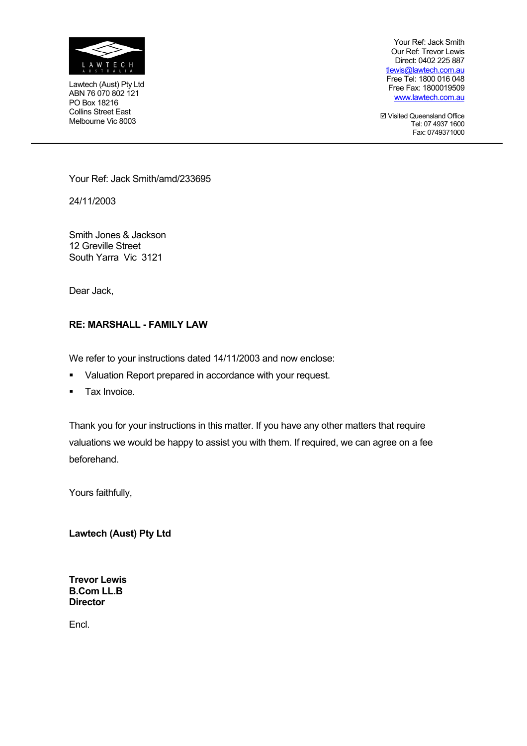LAWTECH AUSTRALIA

Lawtech (Aust) Pty Ltd
ABN 76 070 802 121
PO Box 18216
Collins Street East
Melbourne Vic 8003

Your Ref: Jack Smith
Our Ref: Trevor Lewis
Direct: 0402 225 887
tlewis@lawtech.com.au
Free Tel: 1800 016 048
Free Fax: 1800019509
www.lawtech.com.au

☑ Visited Queensland Office
Tel: 07 4937 1600
Fax: 0749371000

---

Your Ref: Jack Smith/amd/233695

24/11/2003

Smith Jones & Jackson
12 Greville Street
South Yarra Vic 3121

Dear Jack,

**RE: MARSHALL - FAMILY LAW**

We refer to your instructions dated 14/11/2003 and now enclose:

- Valuation Report prepared in accordance with your request.
- Tax Invoice.

Thank you for your instructions in this matter. If you have any other matters that require valuations we would be happy to assist you with them. If required, we can agree on a fee beforehand.

Yours faithfully,

**Lawtech (Aust) Pty Ltd**

**Trevor Lewis**
**B.Com LL.B**
**Director**

Encl.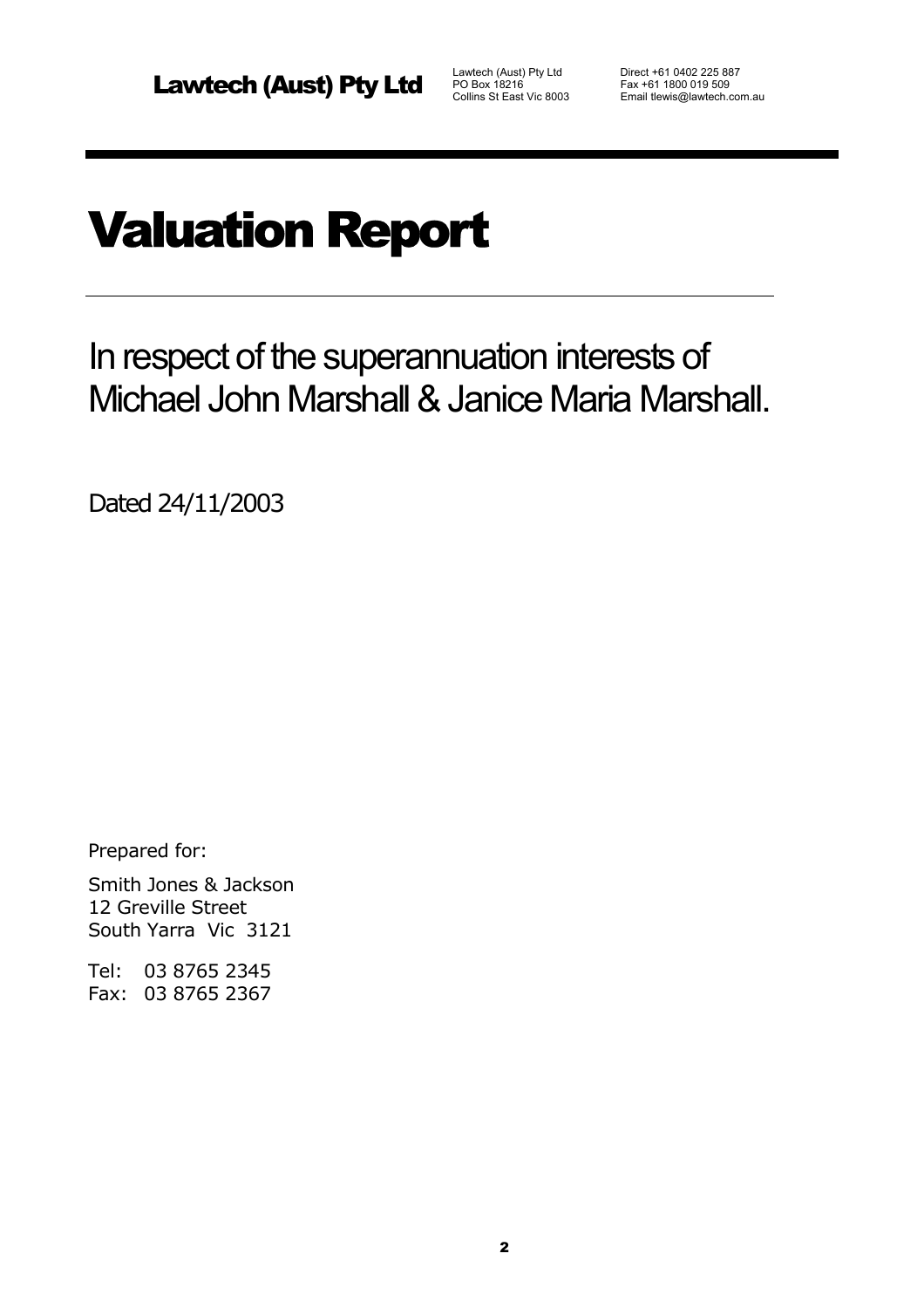**Lawtech (Aust) Pty Ltd**

Lawtech (Aust) Pty Ltd
PO Box 18216
Collins St East Vic 8003

Direct +61 0402 225 887
Fax +61 1800 019 509
Email tlewis@lawtech.com.au

# Valuation Report

## In respect of the superannuation interests of Michael John Marshall & Janice Maria Marshall.

Dated 24/11/2003

Prepared for:

Smith Jones & Jackson
12 Greville Street
South Yarra Vic 3121

Tel: 03 8765 2345
Fax: 03 8765 2367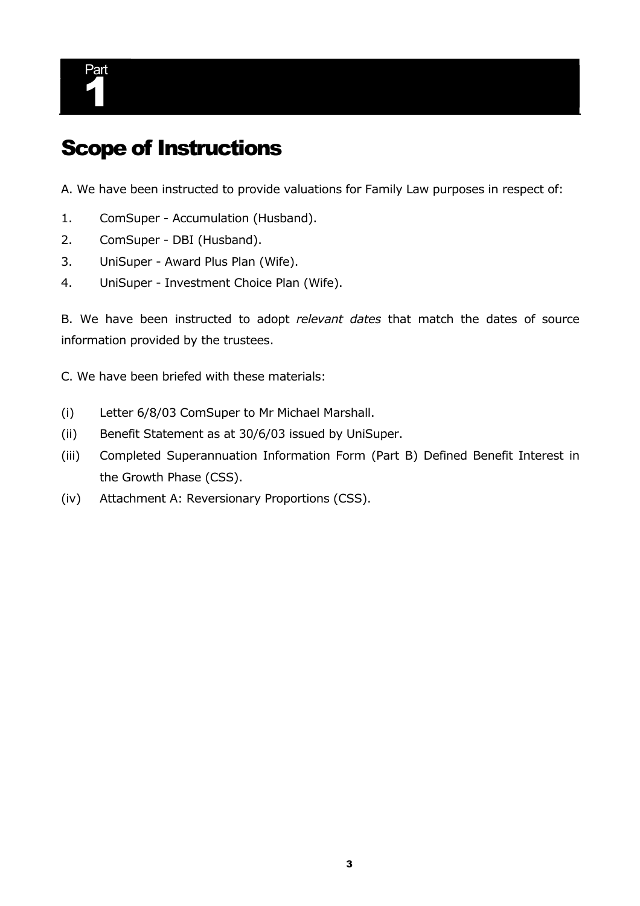# Part 1

# Scope of Instructions

A. We have been instructed to provide valuations for Family Law purposes in respect of:

1. ComSuper - Accumulation (Husband).
2. ComSuper - DBI (Husband).
3. UniSuper - Award Plus Plan (Wife).
4. UniSuper - Investment Choice Plan (Wife).

B. We have been instructed to adopt *relevant dates* that match the dates of source information provided by the trustees.

C. We have been briefed with these materials:

(i) Letter 6/8/03 ComSuper to Mr Michael Marshall.

(ii) Benefit Statement as at 30/6/03 issued by UniSuper.

(iii) Completed Superannuation Information Form (Part B) Defined Benefit Interest in the Growth Phase (CSS).

(iv) Attachment A: Reversionary Proportions (CSS).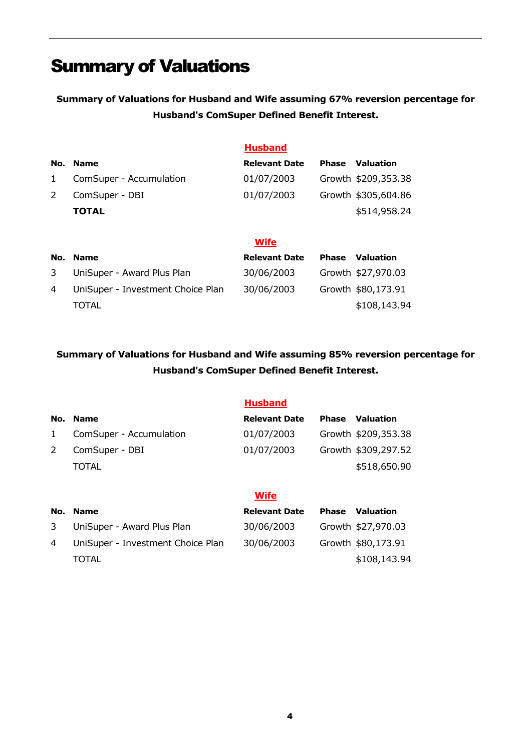# Summary of Valuations

**Summary of Valuations for Husband and Wife assuming 67% reversion percentage for Husband's ComSuper Defined Benefit Interest.**

**Husband**

| No. | Name | Relevant Date | Phase | Valuation |
|---|---|---|---|---|
| 1 | ComSuper - Accumulation | 01/07/2003 | Growth | $209,353.38 |
| 2 | ComSuper - DBI | 01/07/2003 | Growth | $305,604.86 |
| | **TOTAL** | | | $514,958.24 |

**Wife**

| No. | Name | Relevant Date | Phase | Valuation |
|---|---|---|---|---|
| 3 | UniSuper - Award Plus Plan | 30/06/2003 | Growth | $27,970.03 |
| 4 | UniSuper - Investment Choice Plan | 30/06/2003 | Growth | $80,173.91 |
| | TOTAL | | | $108,143.94 |

**Summary of Valuations for Husband and Wife assuming 85% reversion percentage for Husband's ComSuper Defined Benefit Interest.**

**Husband**

| No. | Name | Relevant Date | Phase | Valuation |
|---|---|---|---|---|
| 1 | ComSuper - Accumulation | 01/07/2003 | Growth | $209,353.38 |
| 2 | ComSuper - DBI | 01/07/2003 | Growth | $309,297.52 |
| | TOTAL | | | $518,650.90 |

**Wife**

| No. | Name | Relevant Date | Phase | Valuation |
|---|---|---|---|---|
| 3 | UniSuper - Award Plus Plan | 30/06/2003 | Growth | $27,970.03 |
| 4 | UniSuper - Investment Choice Plan | 30/06/2003 | Growth | $80,173.91 |
| | TOTAL | | | $108,143.94 |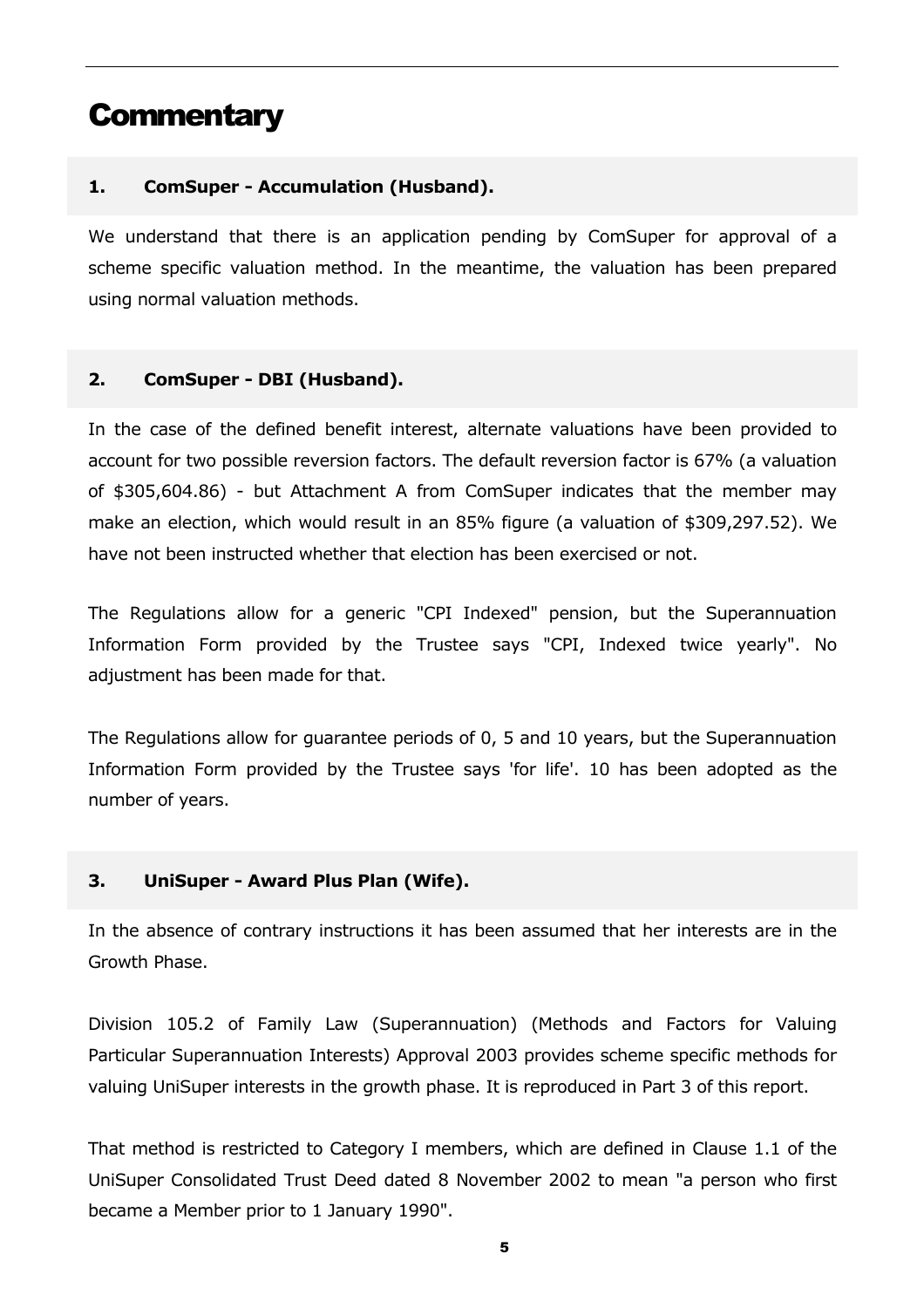# Commentary

### 1. ComSuper - Accumulation (Husband).

We understand that there is an application pending by ComSuper for approval of a scheme specific valuation method. In the meantime, the valuation has been prepared using normal valuation methods.

### 2. ComSuper - DBI (Husband).

In the case of the defined benefit interest, alternate valuations have been provided to account for two possible reversion factors. The default reversion factor is 67% (a valuation of $305,604.86) - but Attachment A from ComSuper indicates that the member may make an election, which would result in an 85% figure (a valuation of $309,297.52). We have not been instructed whether that election has been exercised or not.

The Regulations allow for a generic "CPI Indexed" pension, but the Superannuation Information Form provided by the Trustee says "CPI, Indexed twice yearly". No adjustment has been made for that.

The Regulations allow for guarantee periods of 0, 5 and 10 years, but the Superannuation Information Form provided by the Trustee says 'for life'. 10 has been adopted as the number of years.

### 3. UniSuper - Award Plus Plan (Wife).

In the absence of contrary instructions it has been assumed that her interests are in the Growth Phase.

Division 105.2 of Family Law (Superannuation) (Methods and Factors for Valuing Particular Superannuation Interests) Approval 2003 provides scheme specific methods for valuing UniSuper interests in the growth phase. It is reproduced in Part 3 of this report.

That method is restricted to Category I members, which are defined in Clause 1.1 of the UniSuper Consolidated Trust Deed dated 8 November 2002 to mean "a person who first became a Member prior to 1 January 1990".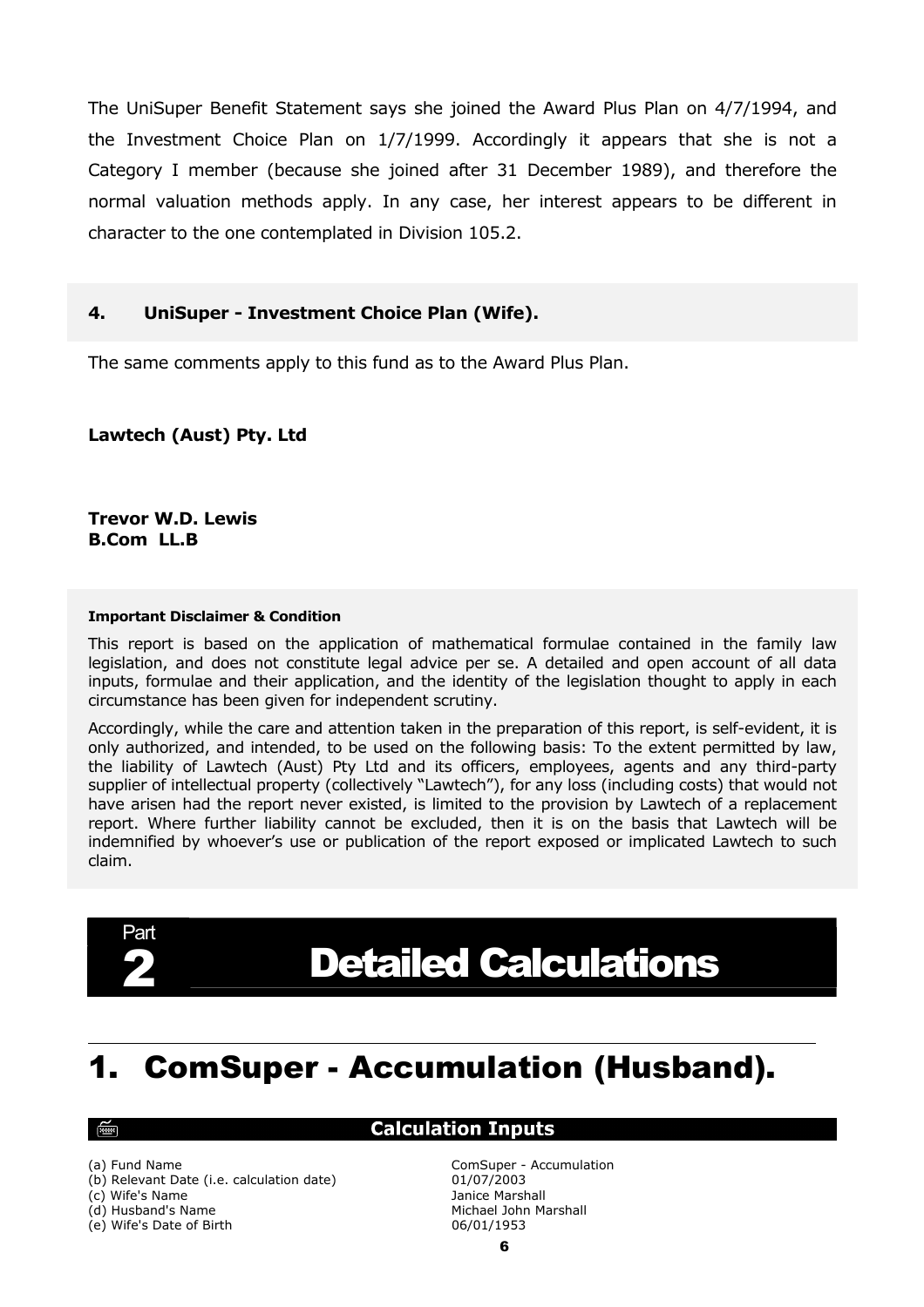The UniSuper Benefit Statement says she joined the Award Plus Plan on 4/7/1994, and the Investment Choice Plan on 1/7/1999. Accordingly it appears that she is not a Category I member (because she joined after 31 December 1989), and therefore the normal valuation methods apply. In any case, her interest appears to be different in character to the one contemplated in Division 105.2.

### 4. UniSuper - Investment Choice Plan (Wife).

The same comments apply to this fund as to the Award Plus Plan.

**Lawtech (Aust) Pty. Ltd**

**Trevor W.D. Lewis**
**B.Com LL.B**

**Important Disclaimer & Condition**

This report is based on the application of mathematical formulae contained in the family law legislation, and does not constitute legal advice per se. A detailed and open account of all data inputs, formulae and their application, and the identity of the legislation thought to apply in each circumstance has been given for independent scrutiny.

Accordingly, while the care and attention taken in the preparation of this report, is self-evident, it is only authorized, and intended, to be used on the following basis: To the extent permitted by law, the liability of Lawtech (Aust) Pty Ltd and its officers, employees, agents and any third-party supplier of intellectual property (collectively "Lawtech"), for any loss (including costs) that would not have arisen had the report never existed, is limited to the provision by Lawtech of a replacement report. Where further liability cannot be excluded, then it is on the basis that Lawtech will be indemnified by whoever's use or publication of the report exposed or implicated Lawtech to such claim.

# Part 2 Detailed Calculations

## 1. ComSuper - Accumulation (Husband).

### Calculation Inputs

| | |
|---|---|
| (a) Fund Name | ComSuper - Accumulation |
| (b) Relevant Date (i.e. calculation date) | 01/07/2003 |
| (c) Wife's Name | Janice Marshall |
| (d) Husband's Name | Michael John Marshall |
| (e) Wife's Date of Birth | 06/01/1953 |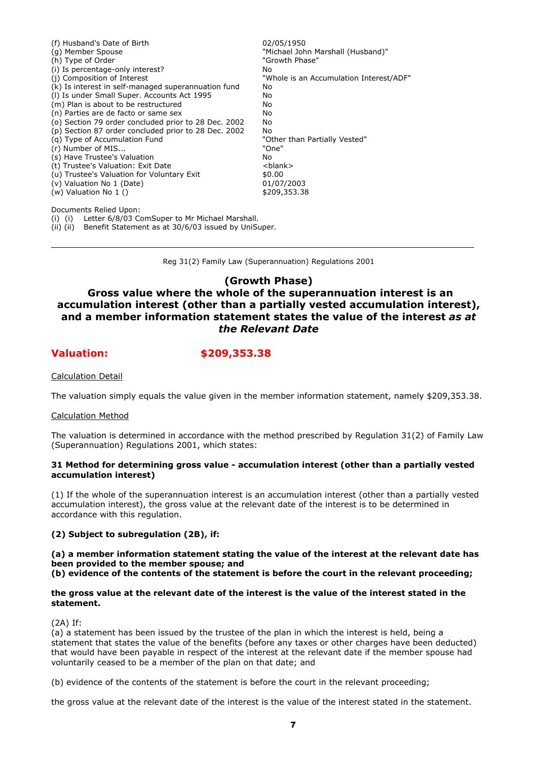| | |
|---|---|
| (f) Husband's Date of Birth | 02/05/1950 |
| (g) Member Spouse | "Michael John Marshall (Husband)" |
| (h) Type of Order | "Growth Phase" |
| (i) Is percentage-only interest? | No |
| (j) Composition of Interest | "Whole is an Accumulation Interest/ADF" |
| (k) Is interest in self-managed superannuation fund | No |
| (l) Is under Small Super. Accounts Act 1995 | No |
| (m) Plan is about to be restructured | No |
| (n) Parties are de facto or same sex | No |
| (o) Section 79 order concluded prior to 28 Dec. 2002 | No |
| (p) Section 87 order concluded prior to 28 Dec. 2002 | No |
| (q) Type of Accumulation Fund | "Other than Partially Vested" |
| (r) Number of MIS... | "One" |
| (s) Have Trustee's Valuation | No |
| (t) Trustee's Valuation: Exit Date | <blank> |
| (u) Trustee's Valuation for Voluntary Exit | $0.00 |
| (v) Valuation No 1 (Date) | 01/07/2003 |
| (w) Valuation No 1 () | $209,353.38 |

Documents Relied Upon:
(i) (i) Letter 6/8/03 ComSuper to Mr Michael Marshall.
(ii) (ii) Benefit Statement as at 30/6/03 issued by UniSuper.

---

Reg 31(2) Family Law (Superannuation) Regulations 2001

## (Growth Phase)
## Gross value where the whole of the superannuation interest is an accumulation interest (other than a partially vested accumulation interest), and a member information statement states the value of the interest *as at the Relevant Date*

**Valuation: $209,353.38**

Calculation Detail

The valuation simply equals the value given in the member information statement, namely $209,353.38.

Calculation Method

The valuation is determined in accordance with the method prescribed by Regulation 31(2) of Family Law (Superannuation) Regulations 2001, which states:

**31 Method for determining gross value - accumulation interest (other than a partially vested accumulation interest)**

(1) If the whole of the superannuation interest is an accumulation interest (other than a partially vested accumulation interest), the gross value at the relevant date of the interest is to be determined in accordance with this regulation.

**(2) Subject to subregulation (2B), if:**

**(a) a member information statement stating the value of the interest at the relevant date has been provided to the member spouse; and**
**(b) evidence of the contents of the statement is before the court in the relevant proceeding;**

**the gross value at the relevant date of the interest is the value of the interest stated in the statement.**

(2A) If:
(a) a statement has been issued by the trustee of the plan in which the interest is held, being a statement that states the value of the benefits (before any taxes or other charges have been deducted) that would have been payable in respect of the interest at the relevant date if the member spouse had voluntarily ceased to be a member of the plan on that date; and

(b) evidence of the contents of the statement is before the court in the relevant proceeding;

the gross value at the relevant date of the interest is the value of the interest stated in the statement.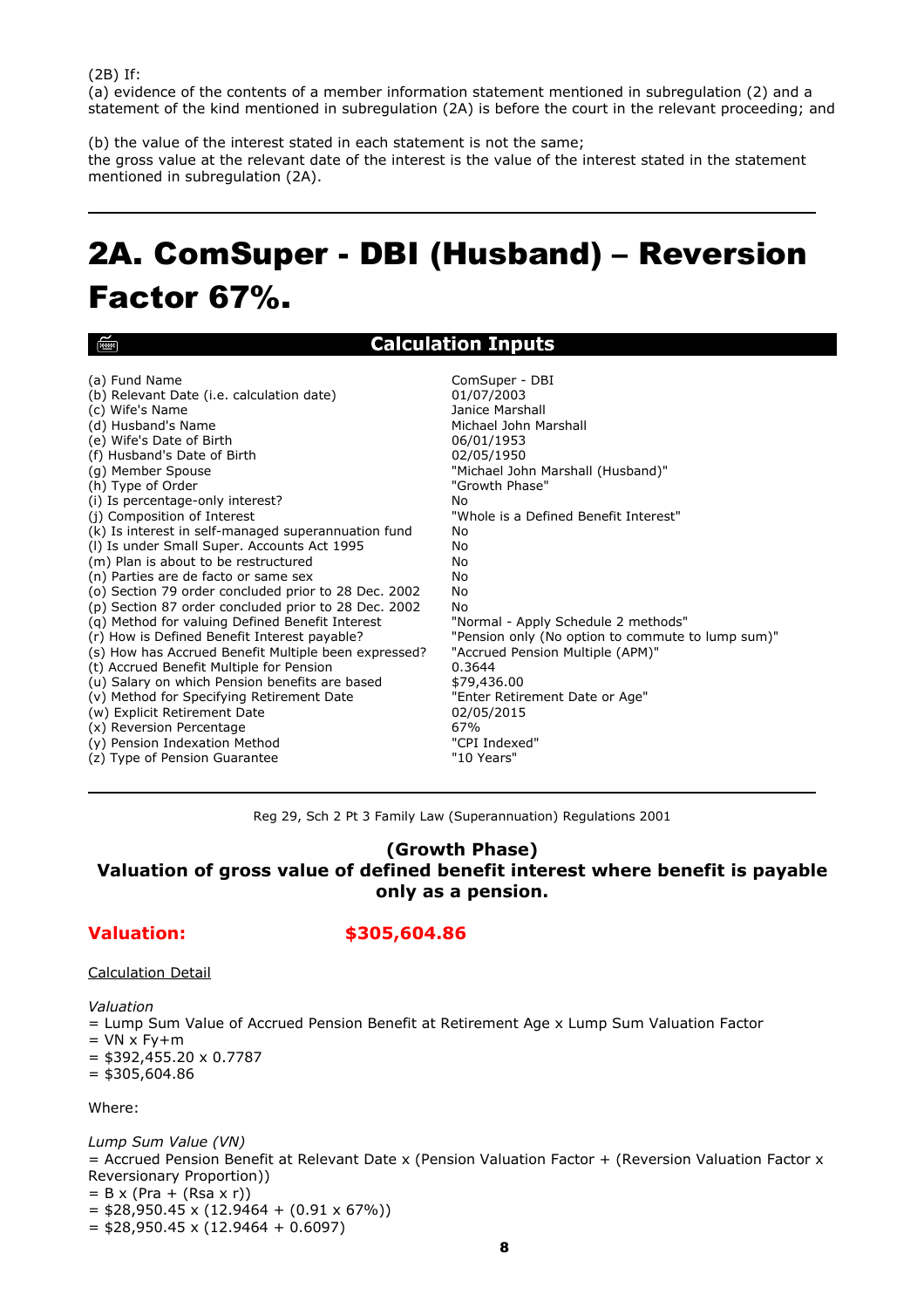(2B) If:

(a) evidence of the contents of a member information statement mentioned in subregulation (2) and a statement of the kind mentioned in subregulation (2A) is before the court in the relevant proceeding; and

(b) the value of the interest stated in each statement is not the same;

the gross value at the relevant date of the interest is the value of the interest stated in the statement mentioned in subregulation (2A).

---

# 2A. ComSuper - DBI (Husband) – Reversion Factor 67%.

## Calculation Inputs

| | |
|---|---|
| (a) Fund Name | ComSuper - DBI |
| (b) Relevant Date (i.e. calculation date) | 01/07/2003 |
| (c) Wife's Name | Janice Marshall |
| (d) Husband's Name | Michael John Marshall |
| (e) Wife's Date of Birth | 06/01/1953 |
| (f) Husband's Date of Birth | 02/05/1950 |
| (g) Member Spouse | "Michael John Marshall (Husband)" |
| (h) Type of Order | "Growth Phase" |
| (i) Is percentage-only interest? | No |
| (j) Composition of Interest | "Whole is a Defined Benefit Interest" |
| (k) Is interest in self-managed superannuation fund | No |
| (l) Is under Small Super. Accounts Act 1995 | No |
| (m) Plan is about to be restructured | No |
| (n) Parties are de facto or same sex | No |
| (o) Section 79 order concluded prior to 28 Dec. 2002 | No |
| (p) Section 87 order concluded prior to 28 Dec. 2002 | No |
| (q) Method for valuing Defined Benefit Interest | "Normal - Apply Schedule 2 methods" |
| (r) How is Defined Benefit Interest payable? | "Pension only (No option to commute to lump sum)" |
| (s) How has Accrued Benefit Multiple been expressed? | "Accrued Pension Multiple (APM)" |
| (t) Accrued Benefit Multiple for Pension | 0.3644 |
| (u) Salary on which Pension benefits are based | $79,436.00 |
| (v) Method for Specifying Retirement Date | "Enter Retirement Date or Age" |
| (w) Explicit Retirement Date | 02/05/2015 |
| (x) Reversion Percentage | 67% |
| (y) Pension Indexation Method | "CPI Indexed" |
| (z) Type of Pension Guarantee | "10 Years" |

---

Reg 29, Sch 2 Pt 3 Family Law (Superannuation) Regulations 2001

**(Growth Phase)**
**Valuation of gross value of defined benefit interest where benefit is payable only as a pension.**

**Valuation: $305,604.86**

Calculation Detail

*Valuation*
= Lump Sum Value of Accrued Pension Benefit at Retirement Age x Lump Sum Valuation Factor
= VN x Fy+m
= $392,455.20 x 0.7787
= $305,604.86

Where:

*Lump Sum Value (VN)*
= Accrued Pension Benefit at Relevant Date x (Pension Valuation Factor + (Reversion Valuation Factor x Reversionary Proportion))
= B x (Pra + (Rsa x r))
= $28,950.45 x (12.9464 + (0.91 x 67%))
= $28,950.45 x (12.9464 + 0.6097)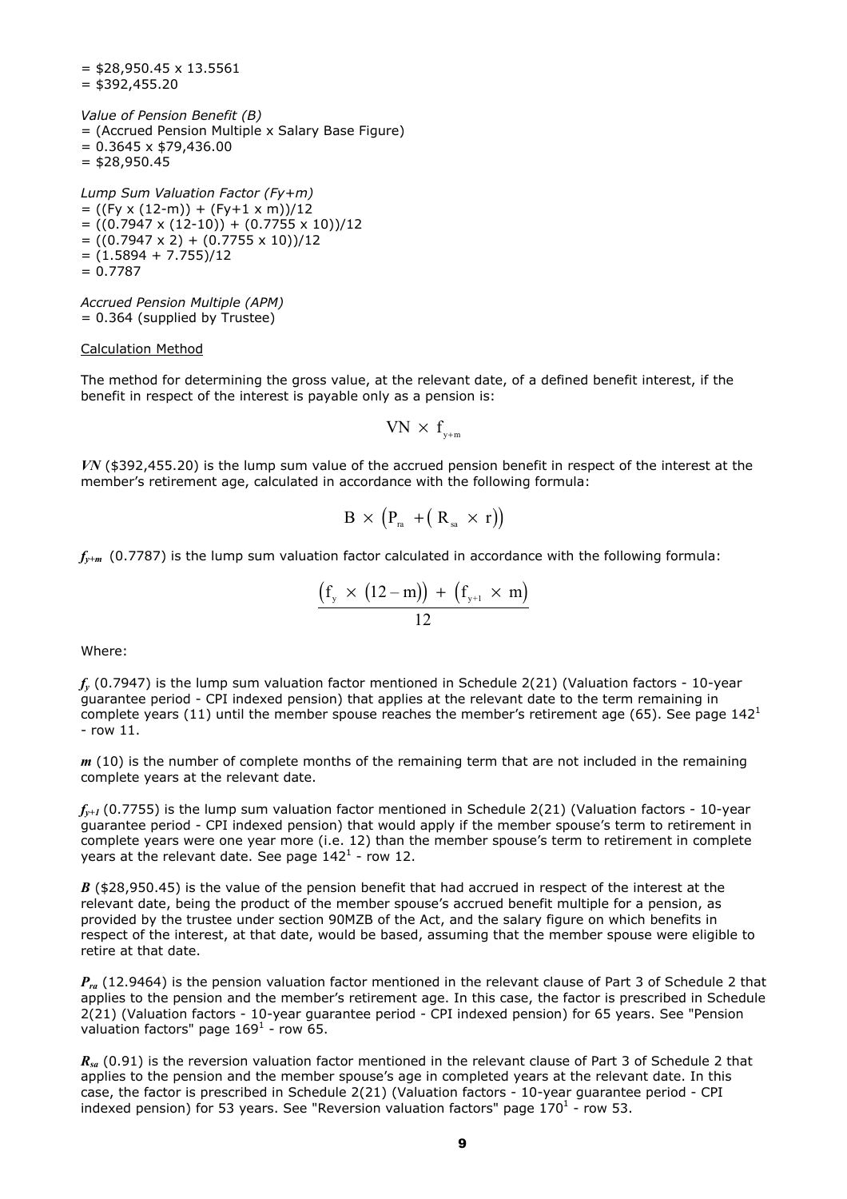= \$28,950.45 x 13.5561
= \$392,455.20

*Value of Pension Benefit (B)*
= (Accrued Pension Multiple x Salary Base Figure)
= 0.3645 x \$79,436.00
= \$28,950.45

*Lump Sum Valuation Factor (Fy+m)*
= ((Fy x (12-m)) + (Fy+1 x m))/12
= ((0.7947 x (12-10)) + (0.7755 x 10))/12
= ((0.7947 x 2) + (0.7755 x 10))/12
= (1.5894 + 7.755)/12
= 0.7787

*Accrued Pension Multiple (APM)*
= 0.364 (supplied by Trustee)

Calculation Method

The method for determining the gross value, at the relevant date, of a defined benefit interest, if the benefit in respect of the interest is payable only as a pension is:

$$VN \times f_{y+m}$$

***VN*** (\$392,455.20) is the lump sum value of the accrued pension benefit in respect of the interest at the member's retirement age, calculated in accordance with the following formula:

$$B \times \left(P_{ra} + \left(R_{sa} \times r\right)\right)$$

$f_{y+m}$ (0.7787) is the lump sum valuation factor calculated in accordance with the following formula:

$$\frac{\left(f_y \times (12 - m)\right) + \left(f_{y+1} \times m\right)}{12}$$

Where:

$f_y$ (0.7947) is the lump sum valuation factor mentioned in Schedule 2(21) (Valuation factors - 10-year guarantee period - CPI indexed pension) that applies at the relevant date to the term remaining in complete years (11) until the member spouse reaches the member's retirement age (65). See page 142[1] - row 11.

$m$ (10) is the number of complete months of the remaining term that are not included in the remaining complete years at the relevant date.

$f_{y+1}$ (0.7755) is the lump sum valuation factor mentioned in Schedule 2(21) (Valuation factors - 10-year guarantee period - CPI indexed pension) that would apply if the member spouse's term to retirement in complete years were one year more (i.e. 12) than the member spouse's term to retirement in complete years at the relevant date. See page 142[1] - row 12.

$B$ (\$28,950.45) is the value of the pension benefit that had accrued in respect of the interest at the relevant date, being the product of the member spouse's accrued benefit multiple for a pension, as provided by the trustee under section 90MZB of the Act, and the salary figure on which benefits in respect of the interest, at that date, would be based, assuming that the member spouse were eligible to retire at that date.

$P_{ra}$ (12.9464) is the pension valuation factor mentioned in the relevant clause of Part 3 of Schedule 2 that applies to the pension and the member's retirement age. In this case, the factor is prescribed in Schedule 2(21) (Valuation factors - 10-year guarantee period - CPI indexed pension) for 65 years. See "Pension valuation factors" page 169[1] - row 65.

$R_{sa}$ (0.91) is the reversion valuation factor mentioned in the relevant clause of Part 3 of Schedule 2 that applies to the pension and the member spouse's age in completed years at the relevant date. In this case, the factor is prescribed in Schedule 2(21) (Valuation factors - 10-year guarantee period - CPI indexed pension) for 53 years. See "Reversion valuation factors" page 170[1] - row 53.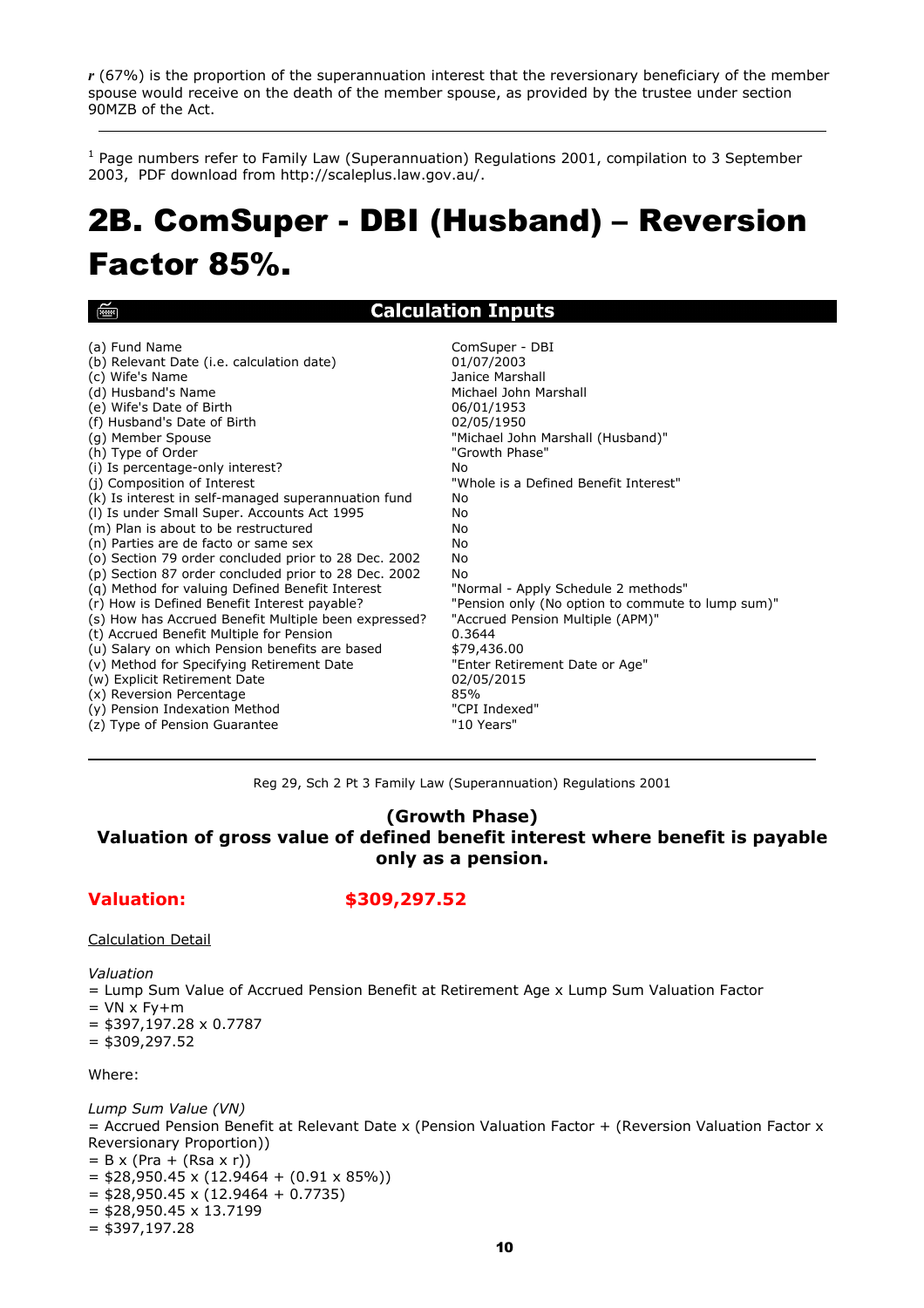*r* (67%) is the proportion of the superannuation interest that the reversionary beneficiary of the member spouse would receive on the death of the member spouse, as provided by the trustee under section 90MZB of the Act.

---

[1] Page numbers refer to Family Law (Superannuation) Regulations 2001, compilation to 3 September 2003, PDF download from http://scaleplus.law.gov.au/.

# 2B. ComSuper - DBI (Husband) – Reversion Factor 85%.

## Calculation Inputs

| | |
|---|---|
| (a) Fund Name | ComSuper - DBI |
| (b) Relevant Date (i.e. calculation date) | 01/07/2003 |
| (c) Wife's Name | Janice Marshall |
| (d) Husband's Name | Michael John Marshall |
| (e) Wife's Date of Birth | 06/01/1953 |
| (f) Husband's Date of Birth | 02/05/1950 |
| (g) Member Spouse | "Michael John Marshall (Husband)" |
| (h) Type of Order | "Growth Phase" |
| (i) Is percentage-only interest? | No |
| (j) Composition of Interest | "Whole is a Defined Benefit Interest" |
| (k) Is interest in self-managed superannuation fund | No |
| (l) Is under Small Super. Accounts Act 1995 | No |
| (m) Plan is about to be restructured | No |
| (n) Parties are de facto or same sex | No |
| (o) Section 79 order concluded prior to 28 Dec. 2002 | No |
| (p) Section 87 order concluded prior to 28 Dec. 2002 | No |
| (q) Method for valuing Defined Benefit Interest | "Normal - Apply Schedule 2 methods" |
| (r) How is Defined Benefit Interest payable? | "Pension only (No option to commute to lump sum)" |
| (s) How has Accrued Benefit Multiple been expressed? | "Accrued Pension Multiple (APM)" |
| (t) Accrued Benefit Multiple for Pension | 0.3644 |
| (u) Salary on which Pension benefits are based | $79,436.00 |
| (v) Method for Specifying Retirement Date | "Enter Retirement Date or Age" |
| (w) Explicit Retirement Date | 02/05/2015 |
| (x) Reversion Percentage | 85% |
| (y) Pension Indexation Method | "CPI Indexed" |
| (z) Type of Pension Guarantee | "10 Years" |

---

Reg 29, Sch 2 Pt 3 Family Law (Superannuation) Regulations 2001

**(Growth Phase)**
**Valuation of gross value of defined benefit interest where benefit is payable only as a pension.**

**Valuation: $309,297.52**

Calculation Detail

*Valuation*
= Lump Sum Value of Accrued Pension Benefit at Retirement Age x Lump Sum Valuation Factor
= VN x Fy+m
= $397,197.28 x 0.7787
= $309,297.52

Where:

*Lump Sum Value (VN)*
= Accrued Pension Benefit at Relevant Date x (Pension Valuation Factor + (Reversion Valuation Factor x Reversionary Proportion))
= B x (Pra + (Rsa x r))
= $28,950.45 x (12.9464 + (0.91 x 85%))
= $28,950.45 x (12.9464 + 0.7735)
= $28,950.45 x 13.7199
= $397,197.28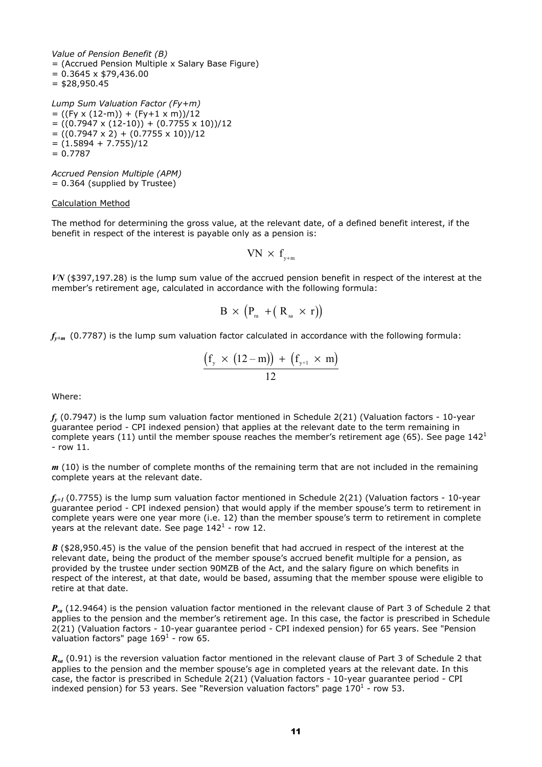*Value of Pension Benefit (B)*
= (Accrued Pension Multiple x Salary Base Figure)
= 0.3645 x $79,436.00
= $28,950.45

*Lump Sum Valuation Factor (Fy+m)*
= ((Fy x (12-m)) + (Fy+1 x m))/12
= ((0.7947 x (12-10)) + (0.7755 x 10))/12
= ((0.7947 x 2) + (0.7755 x 10))/12
= (1.5894 + 7.755)/12
= 0.7787

*Accrued Pension Multiple (APM)*
= 0.364 (supplied by Trustee)

Calculation Method

The method for determining the gross value, at the relevant date, of a defined benefit interest, if the benefit in respect of the interest is payable only as a pension is:

$$VN \times f_{y+m}$$

***VN*** ($397,197.28) is the lump sum value of the accrued pension benefit in respect of the interest at the member's retirement age, calculated in accordance with the following formula:

$$B \times \left(P_{ra} + \left(R_{sa} \times r\right)\right)$$

$f_{y+m}$ (0.7787) is the lump sum valuation factor calculated in accordance with the following formula:

$$\frac{\left(f_{y} \times (12-m)\right) + \left(f_{y+1} \times m\right)}{12}$$

Where:

$f_y$ (0.7947) is the lump sum valuation factor mentioned in Schedule 2(21) (Valuation factors - 10-year guarantee period - CPI indexed pension) that applies at the relevant date to the term remaining in complete years (11) until the member spouse reaches the member's retirement age (65). See page 142[1] - row 11.

$m$ (10) is the number of complete months of the remaining term that are not included in the remaining complete years at the relevant date.

$f_{y+1}$ (0.7755) is the lump sum valuation factor mentioned in Schedule 2(21) (Valuation factors - 10-year guarantee period - CPI indexed pension) that would apply if the member spouse's term to retirement in complete years were one year more (i.e. 12) than the member spouse's term to retirement in complete years at the relevant date. See page 142[1] - row 12.

$B$ ($28,950.45) is the value of the pension benefit that had accrued in respect of the interest at the relevant date, being the product of the member spouse's accrued benefit multiple for a pension, as provided by the trustee under section 90MZB of the Act, and the salary figure on which benefits in respect of the interest, at that date, would be based, assuming that the member spouse were eligible to retire at that date.

$P_{ra}$ (12.9464) is the pension valuation factor mentioned in the relevant clause of Part 3 of Schedule 2 that applies to the pension and the member's retirement age. In this case, the factor is prescribed in Schedule 2(21) (Valuation factors - 10-year guarantee period - CPI indexed pension) for 65 years. See "Pension valuation factors" page 169[1] - row 65.

$R_{sa}$ (0.91) is the reversion valuation factor mentioned in the relevant clause of Part 3 of Schedule 2 that applies to the pension and the member spouse's age in completed years at the relevant date. In this case, the factor is prescribed in Schedule 2(21) (Valuation factors - 10-year guarantee period - CPI indexed pension) for 53 years. See "Reversion valuation factors" page 170[1] - row 53.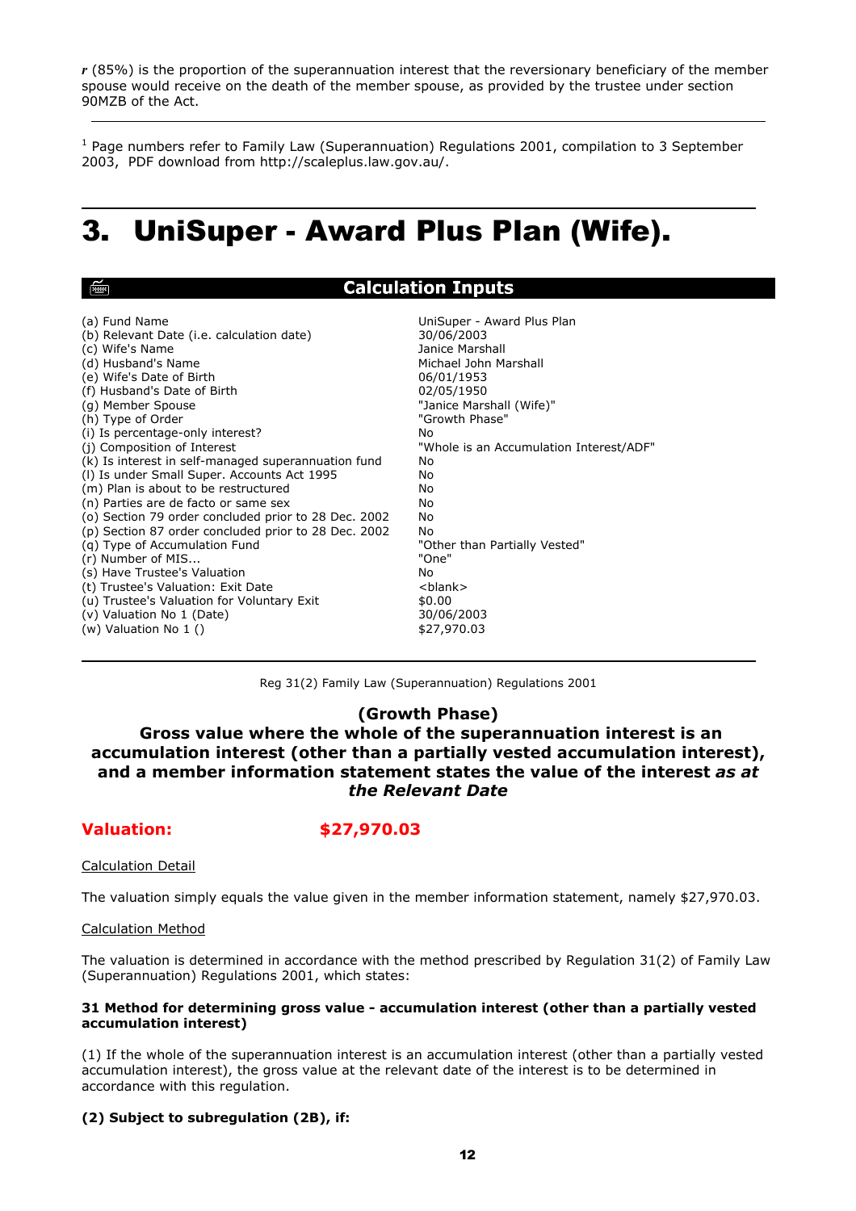*r* (85%) is the proportion of the superannuation interest that the reversionary beneficiary of the member spouse would receive on the death of the member spouse, as provided by the trustee under section 90MZB of the Act.

---

[1] Page numbers refer to Family Law (Superannuation) Regulations 2001, compilation to 3 September 2003, PDF download from http://scaleplus.law.gov.au/.

# 3. UniSuper - Award Plus Plan (Wife).

## Calculation Inputs

| | |
|---|---|
| (a) Fund Name | UniSuper - Award Plus Plan |
| (b) Relevant Date (i.e. calculation date) | 30/06/2003 |
| (c) Wife's Name | Janice Marshall |
| (d) Husband's Name | Michael John Marshall |
| (e) Wife's Date of Birth | 06/01/1953 |
| (f) Husband's Date of Birth | 02/05/1950 |
| (g) Member Spouse | "Janice Marshall (Wife)" |
| (h) Type of Order | "Growth Phase" |
| (i) Is percentage-only interest? | No |
| (j) Composition of Interest | "Whole is an Accumulation Interest/ADF" |
| (k) Is interest in self-managed superannuation fund | No |
| (l) Is under Small Super. Accounts Act 1995 | No |
| (m) Plan is about to be restructured | No |
| (n) Parties are de facto or same sex | No |
| (o) Section 79 order concluded prior to 28 Dec. 2002 | No |
| (p) Section 87 order concluded prior to 28 Dec. 2002 | No |
| (q) Type of Accumulation Fund | "Other than Partially Vested" |
| (r) Number of MIS... | "One" |
| (s) Have Trustee's Valuation | No |
| (t) Trustee's Valuation: Exit Date | <blank> |
| (u) Trustee's Valuation for Voluntary Exit | $0.00 |
| (v) Valuation No 1 (Date) | 30/06/2003 |
| (w) Valuation No 1 () | $27,970.03 |

---

Reg 31(2) Family Law (Superannuation) Regulations 2001

### (Growth Phase)
### Gross value where the whole of the superannuation interest is an accumulation interest (other than a partially vested accumulation interest), and a member information statement states the value of the interest *as at the Relevant Date*

**Valuation: $27,970.03**

Calculation Detail

The valuation simply equals the value given in the member information statement, namely $27,970.03.

Calculation Method

The valuation is determined in accordance with the method prescribed by Regulation 31(2) of Family Law (Superannuation) Regulations 2001, which states:

**31 Method for determining gross value - accumulation interest (other than a partially vested accumulation interest)**

(1) If the whole of the superannuation interest is an accumulation interest (other than a partially vested accumulation interest), the gross value at the relevant date of the interest is to be determined in accordance with this regulation.

**(2) Subject to subregulation (2B), if:**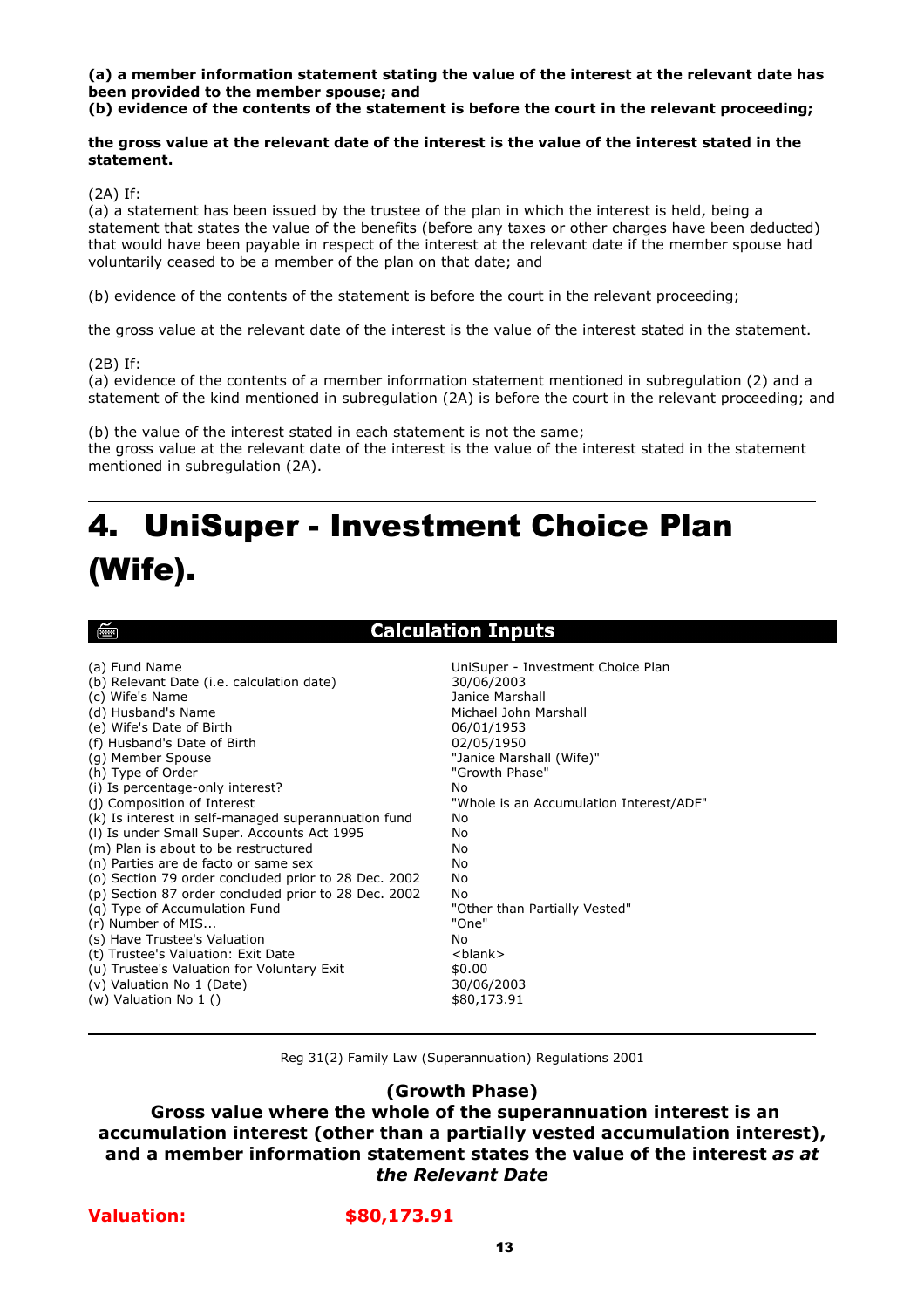**(a) a member information statement stating the value of the interest at the relevant date has been provided to the member spouse; and**
**(b) evidence of the contents of the statement is before the court in the relevant proceeding;**

**the gross value at the relevant date of the interest is the value of the interest stated in the statement.**

(2A) If:
(a) a statement has been issued by the trustee of the plan in which the interest is held, being a statement that states the value of the benefits (before any taxes or other charges have been deducted) that would have been payable in respect of the interest at the relevant date if the member spouse had voluntarily ceased to be a member of the plan on that date; and

(b) evidence of the contents of the statement is before the court in the relevant proceeding;

the gross value at the relevant date of the interest is the value of the interest stated in the statement.

(2B) If:
(a) evidence of the contents of a member information statement mentioned in subregulation (2) and a statement of the kind mentioned in subregulation (2A) is before the court in the relevant proceeding; and

(b) the value of the interest stated in each statement is not the same;
the gross value at the relevant date of the interest is the value of the interest stated in the statement mentioned in subregulation (2A).

---

# 4. UniSuper - Investment Choice Plan (Wife).

## Calculation Inputs

| | |
|---|---|
| (a) Fund Name | UniSuper - Investment Choice Plan |
| (b) Relevant Date (i.e. calculation date) | 30/06/2003 |
| (c) Wife's Name | Janice Marshall |
| (d) Husband's Name | Michael John Marshall |
| (e) Wife's Date of Birth | 06/01/1953 |
| (f) Husband's Date of Birth | 02/05/1950 |
| (g) Member Spouse | "Janice Marshall (Wife)" |
| (h) Type of Order | "Growth Phase" |
| (i) Is percentage-only interest? | No |
| (j) Composition of Interest | "Whole is an Accumulation Interest/ADF" |
| (k) Is interest in self-managed superannuation fund | No |
| (l) Is under Small Super. Accounts Act 1995 | No |
| (m) Plan is about to be restructured | No |
| (n) Parties are de facto or same sex | No |
| (o) Section 79 order concluded prior to 28 Dec. 2002 | No |
| (p) Section 87 order concluded prior to 28 Dec. 2002 | No |
| (q) Type of Accumulation Fund | "Other than Partially Vested" |
| (r) Number of MIS... | "One" |
| (s) Have Trustee's Valuation | No |
| (t) Trustee's Valuation: Exit Date | <blank> |
| (u) Trustee's Valuation for Voluntary Exit | $0.00 |
| (v) Valuation No 1 (Date) | 30/06/2003 |
| (w) Valuation No 1 () | $80,173.91 |

---

Reg 31(2) Family Law (Superannuation) Regulations 2001

**(Growth Phase)**

**Gross value where the whole of the superannuation interest is an accumulation interest (other than a partially vested accumulation interest), and a member information statement states the value of the interest *as at the Relevant Date***

**Valuation: $80,173.91**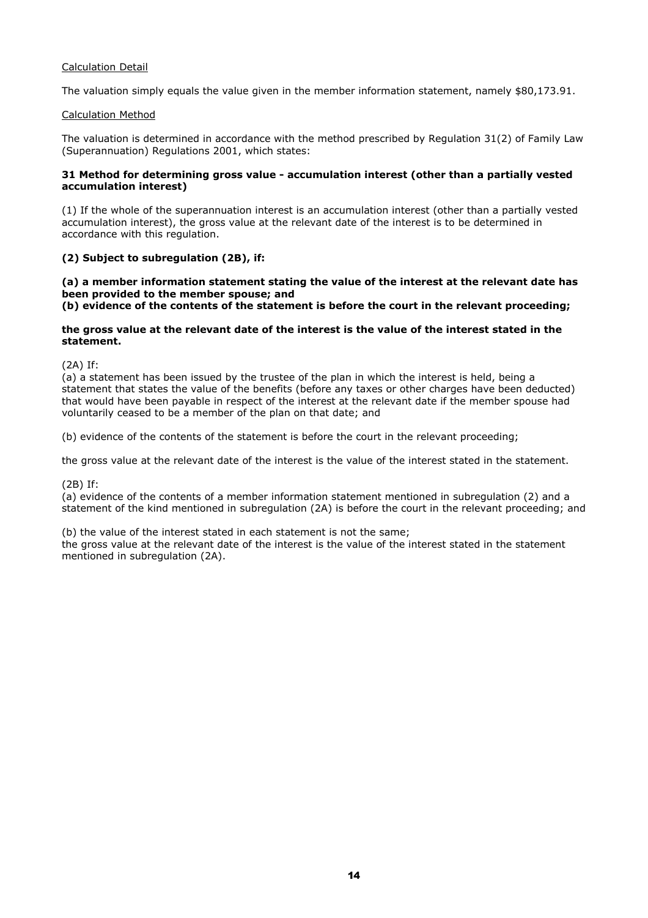<u>Calculation Detail</u>

The valuation simply equals the value given in the member information statement, namely $80,173.91.

<u>Calculation Method</u>

The valuation is determined in accordance with the method prescribed by Regulation 31(2) of Family Law (Superannuation) Regulations 2001, which states:

**31 Method for determining gross value - accumulation interest (other than a partially vested accumulation interest)**

(1) If the whole of the superannuation interest is an accumulation interest (other than a partially vested accumulation interest), the gross value at the relevant date of the interest is to be determined in accordance with this regulation.

**(2) Subject to subregulation (2B), if:**

**(a) a member information statement stating the value of the interest at the relevant date has been provided to the member spouse; and**
**(b) evidence of the contents of the statement is before the court in the relevant proceeding;**

**the gross value at the relevant date of the interest is the value of the interest stated in the statement.**

(2A) If:
(a) a statement has been issued by the trustee of the plan in which the interest is held, being a statement that states the value of the benefits (before any taxes or other charges have been deducted) that would have been payable in respect of the interest at the relevant date if the member spouse had voluntarily ceased to be a member of the plan on that date; and

(b) evidence of the contents of the statement is before the court in the relevant proceeding;

the gross value at the relevant date of the interest is the value of the interest stated in the statement.

(2B) If:
(a) evidence of the contents of a member information statement mentioned in subregulation (2) and a statement of the kind mentioned in subregulation (2A) is before the court in the relevant proceeding; and

(b) the value of the interest stated in each statement is not the same;
the gross value at the relevant date of the interest is the value of the interest stated in the statement mentioned in subregulation (2A).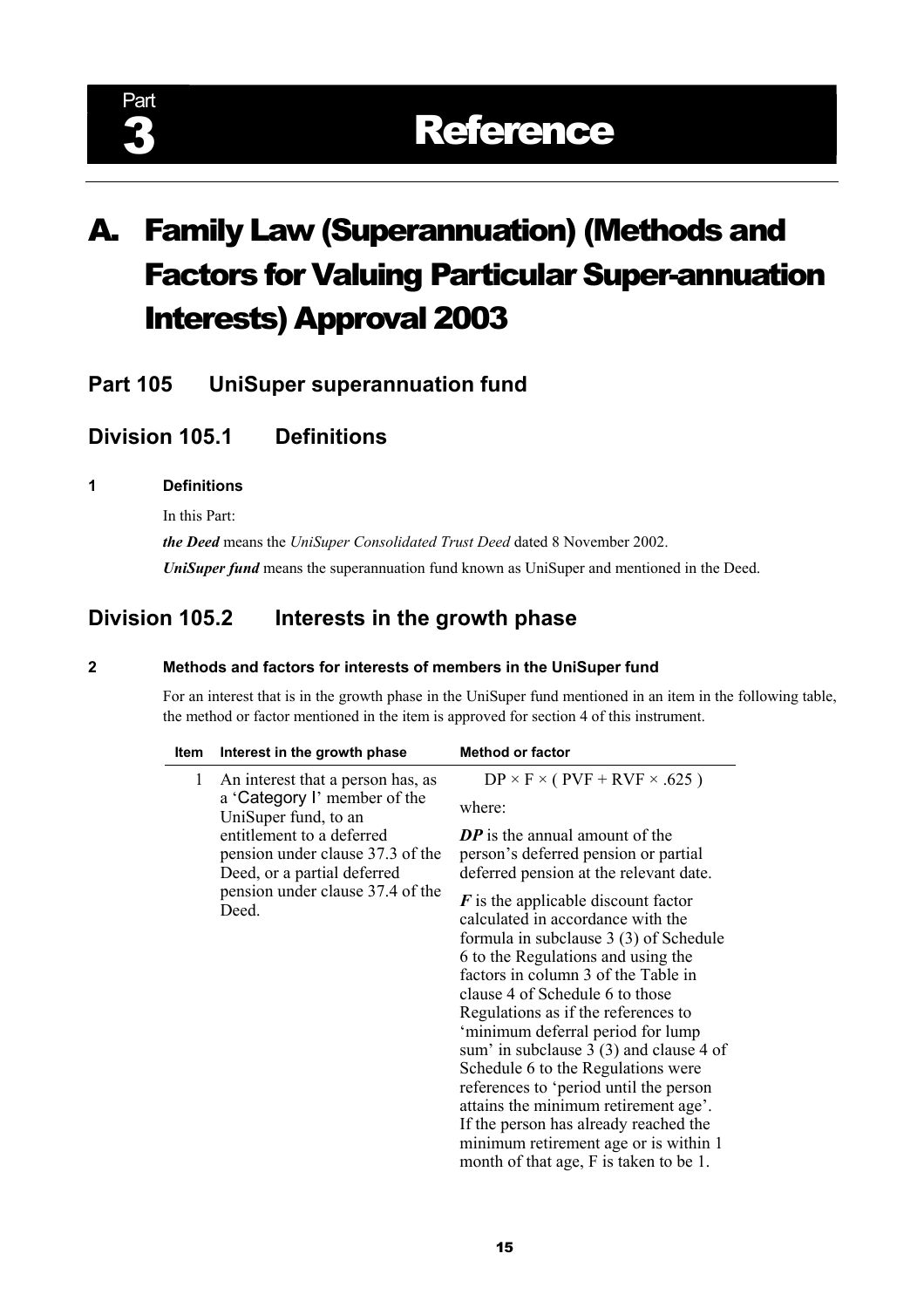# Part 3 Reference

# A. Family Law (Superannuation) (Methods and Factors for Valuing Particular Super-annuation Interests) Approval 2003

## Part 105 UniSuper superannuation fund

## Division 105.1 Definitions

#### 1 Definitions

In this Part:

***the Deed*** means the *UniSuper Consolidated Trust Deed* dated 8 November 2002.

***UniSuper fund*** means the superannuation fund known as UniSuper and mentioned in the Deed.

## Division 105.2 Interests in the growth phase

#### 2 Methods and factors for interests of members in the UniSuper fund

For an interest that is in the growth phase in the UniSuper fund mentioned in an item in the following table, the method or factor mentioned in the item is approved for section 4 of this instrument.

| Item | Interest in the growth phase | Method or factor |
|---|---|---|
| 1 | An interest that a person has, as a 'Category I' member of the UniSuper fund, to an entitlement to a deferred pension under clause 37.3 of the Deed, or a partial deferred pension under clause 37.4 of the Deed. | $DP \times F \times ( PVF + RVF \times .625 )$<br><br>where:<br><br>***DP*** is the annual amount of the person's deferred pension or partial deferred pension at the relevant date.<br><br>***F*** is the applicable discount factor calculated in accordance with the formula in subclause 3 (3) of Schedule 6 to the Regulations and using the factors in column 3 of the Table in clause 4 of Schedule 6 to those Regulations as if the references to 'minimum deferral period for lump sum' in subclause 3 (3) and clause 4 of Schedule 6 to the Regulations were references to 'period until the person attains the minimum retirement age'. If the person has already reached the minimum retirement age or is within 1 month of that age, F is taken to be 1. |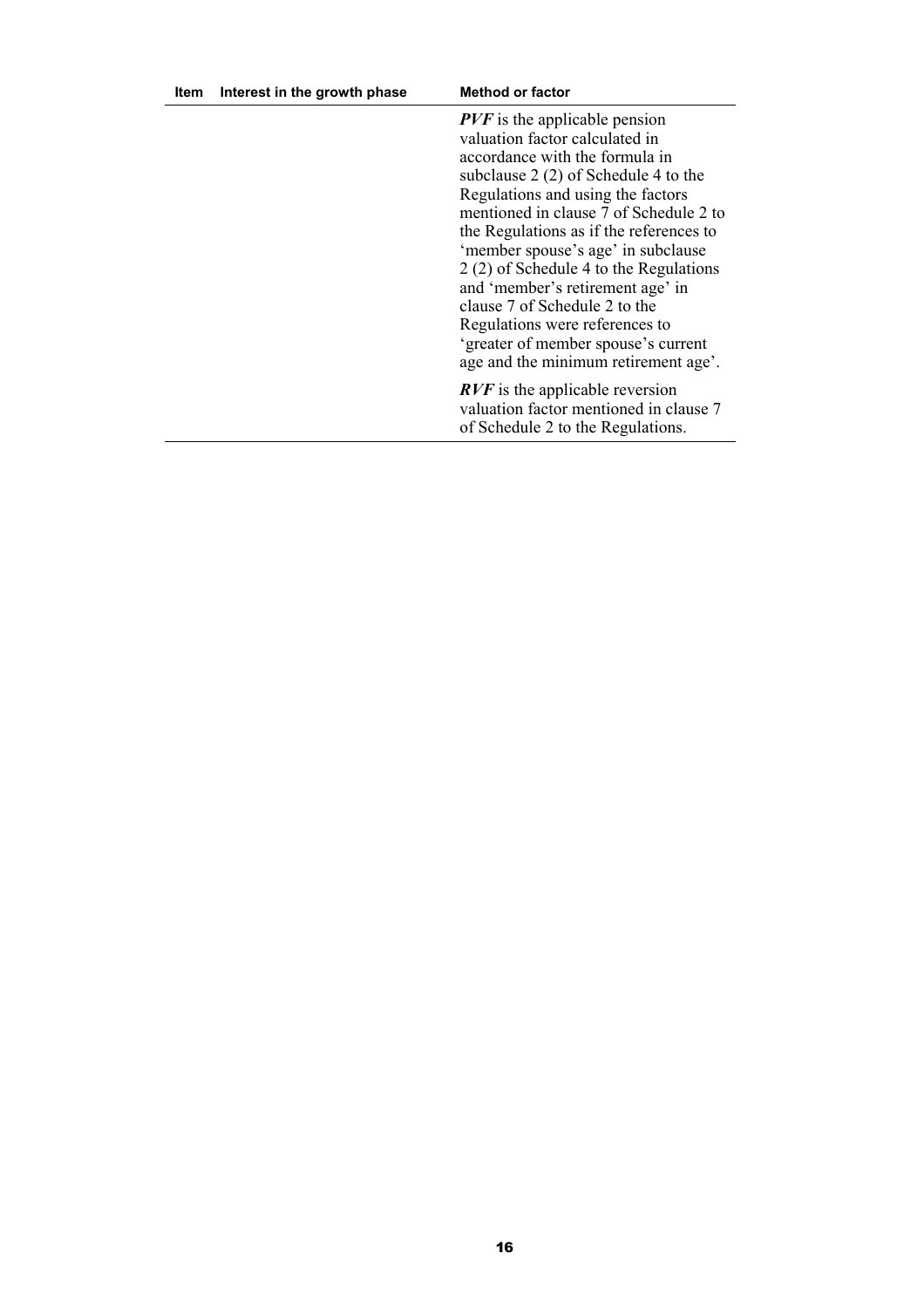| Item | Interest in the growth phase | Method or factor |
| --- | --- | --- |
| | | ***PVF*** is the applicable pension valuation factor calculated in accordance with the formula in subclause 2 (2) of Schedule 4 to the Regulations and using the factors mentioned in clause 7 of Schedule 2 to the Regulations as if the references to 'member spouse's age' in subclause 2 (2) of Schedule 4 to the Regulations and 'member's retirement age' in clause 7 of Schedule 2 to the Regulations were references to 'greater of member spouse's current age and the minimum retirement age'. |
| | | ***RVF*** is the applicable reversion valuation factor mentioned in clause 7 of Schedule 2 to the Regulations. |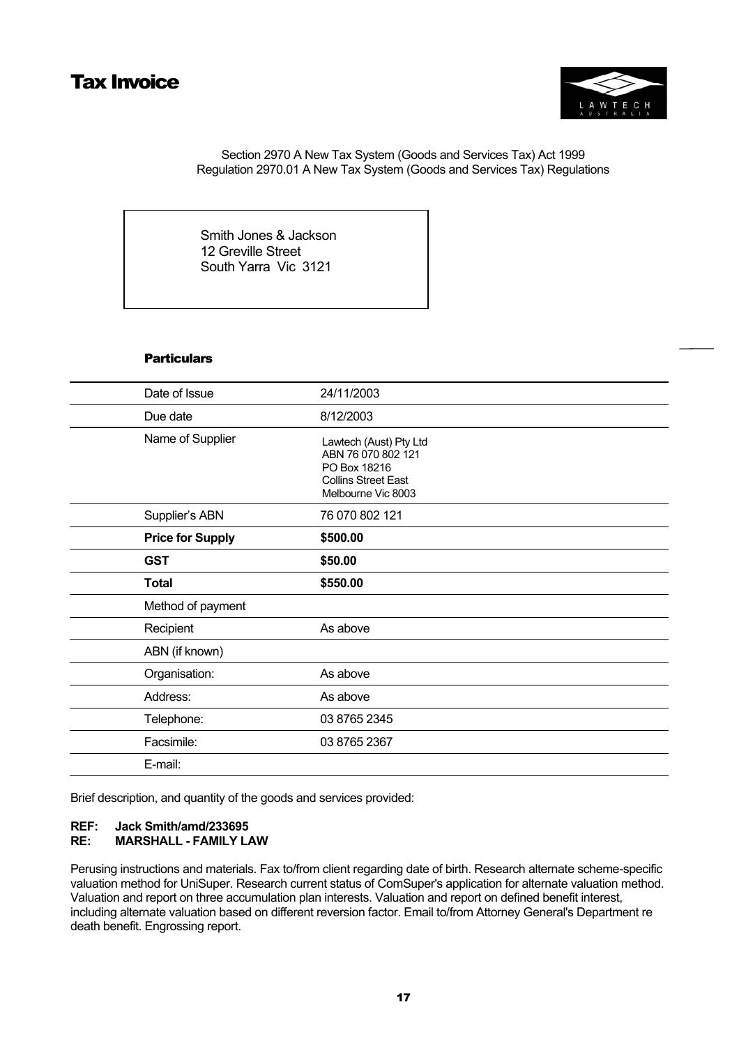# Tax Invoice

LAWTECH AUSTRALIA

Section 2970 A New Tax System (Goods and Services Tax) Act 1999
Regulation 2970.01 A New Tax System (Goods and Services Tax) Regulations

Smith Jones & Jackson
12 Greville Street
South Yarra Vic 3121

### Particulars

| | |
|---|---|
| Date of Issue | 24/11/2003 |
| Due date | 8/12/2003 |
| Name of Supplier | Lawtech (Aust) Pty Ltd<br>ABN 76 070 802 121<br>PO Box 18216<br>Collins Street East<br>Melbourne Vic 8003 |
| Supplier's ABN | 76 070 802 121 |
| **Price for Supply** | **$500.00** |
| **GST** | **$50.00** |
| **Total** | **$550.00** |
| Method of payment | |
| Recipient | As above |
| ABN (if known) | |
| Organisation: | As above |
| Address: | As above |
| Telephone: | 03 8765 2345 |
| Facsimile: | 03 8765 2367 |
| E-mail: | |

Brief description, and quantity of the goods and services provided:

**REF: Jack Smith/amd/233695**
**RE: MARSHALL - FAMILY LAW**

Perusing instructions and materials. Fax to/from client regarding date of birth. Research alternate scheme-specific valuation method for UniSuper. Research current status of ComSuper's application for alternate valuation method. Valuation and report on three accumulation plan interests. Valuation and report on defined benefit interest, including alternate valuation based on different reversion factor. Email to/from Attorney General's Department re death benefit. Engrossing report.